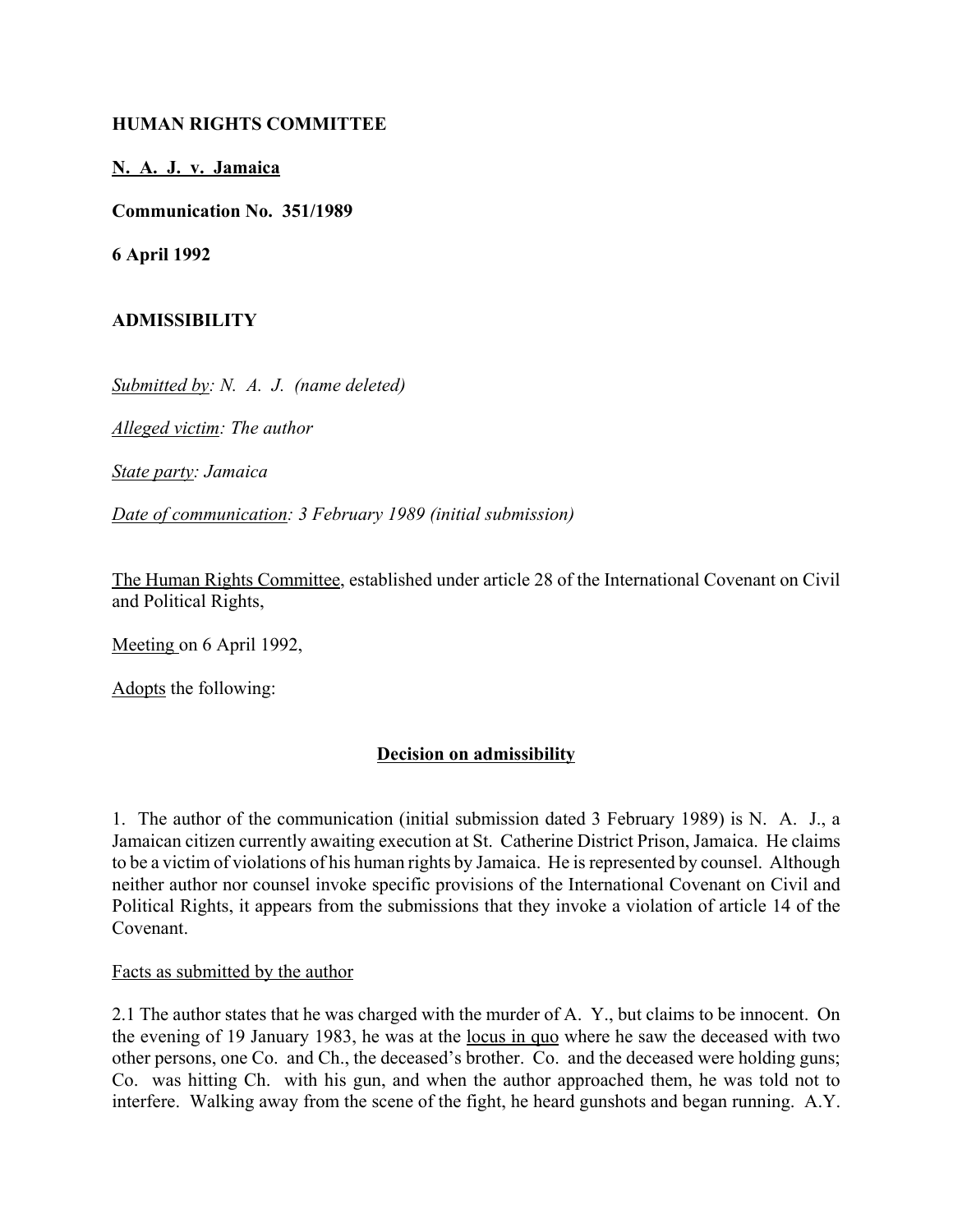**HUMAN RIGHTS COMMITTEE**

**N. A. J. v. Jamaica**

**Communication No. 351/1989**

**6 April 1992**

**ADMISSIBILITY**

*Submitted by: N. A. J. (name deleted)*

*Alleged victim: The author*

*State party: Jamaica*

*Date of communication: 3 February 1989 (initial submission)*

The Human Rights Committee, established under article 28 of the International Covenant on Civil and Political Rights,

Meeting on 6 April 1992,

Adopts the following:

**Decision on admissibility**

1. The author of the communication (initial submission dated 3 February 1989) is N. A. J., a Jamaican citizen currently awaiting execution at St. Catherine District Prison, Jamaica. He claims to be a victim of violations of his human rights by Jamaica. He is represented by counsel. Although neither author nor counsel invoke specific provisions of the International Covenant on Civil and Political Rights, it appears from the submissions that they invoke a violation of article 14 of the Covenant.

Facts as submitted by the author

2.1 The author states that he was charged with the murder of A. Y., but claims to be innocent. On the evening of 19 January 1983, he was at the locus in quo where he saw the deceased with two other persons, one Co. and Ch., the deceased's brother. Co. and the deceased were holding guns; Co. was hitting Ch. with his gun, and when the author approached them, he was told not to interfere. Walking away from the scene of the fight, he heard gunshots and began running. A.Y.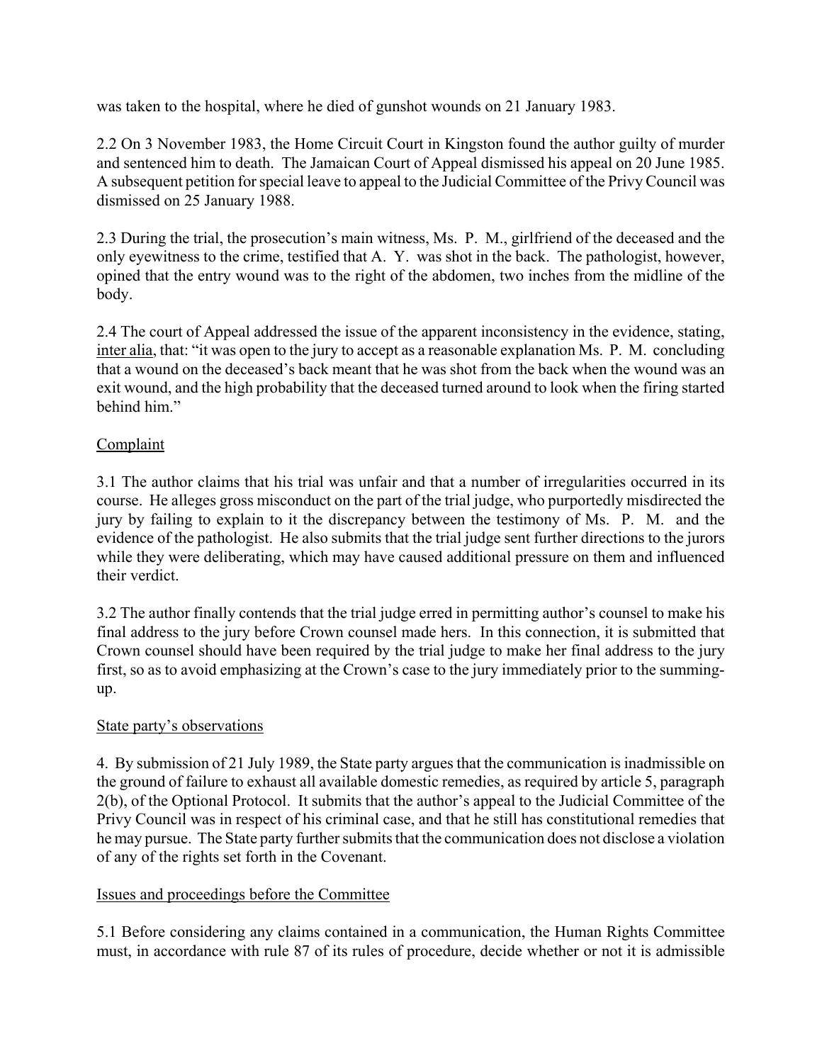was taken to the hospital, where he died of gunshot wounds on 21 January 1983.

2.2 On 3 November 1983, the Home Circuit Court in Kingston found the author guilty of murder and sentenced him to death. The Jamaican Court of Appeal dismissed his appeal on 20 June 1985. A subsequent petition for special leave to appeal to the Judicial Committee of the Privy Council was dismissed on 25 January 1988.

2.3 During the trial, the prosecution's main witness, Ms. P. M., girlfriend of the deceased and the only eyewitness to the crime, testified that A. Y. was shot in the back. The pathologist, however, opined that the entry wound was to the right of the abdomen, two inches from the midline of the body.

2.4 The court of Appeal addressed the issue of the apparent inconsistency in the evidence, stating, inter alia, that: "it was open to the jury to accept as a reasonable explanation Ms. P. M. concluding that a wound on the deceased's back meant that he was shot from the back when the wound was an exit wound, and the high probability that the deceased turned around to look when the firing started behind him."

## Complaint

3.1 The author claims that his trial was unfair and that a number of irregularities occurred in its course. He alleges gross misconduct on the part of the trial judge, who purportedly misdirected the jury by failing to explain to it the discrepancy between the testimony of Ms. P. M. and the evidence of the pathologist. He also submits that the trial judge sent further directions to the jurors while they were deliberating, which may have caused additional pressure on them and influenced their verdict.

3.2 The author finally contends that the trial judge erred in permitting author's counsel to make his final address to the jury before Crown counsel made hers. In this connection, it is submitted that Crown counsel should have been required by the trial judge to make her final address to the jury first, so as to avoid emphasizing at the Crown's case to the jury immediately prior to the summing-up.

## State party's observations

4. By submission of 21 July 1989, the State party argues that the communication is inadmissible on the ground of failure to exhaust all available domestic remedies, as required by article 5, paragraph 2(b), of the Optional Protocol. It submits that the author's appeal to the Judicial Committee of the Privy Council was in respect of his criminal case, and that he still has constitutional remedies that he may pursue. The State party further submits that the communication does not disclose a violation of any of the rights set forth in the Covenant.

## Issues and proceedings before the Committee

5.1 Before considering any claims contained in a communication, the Human Rights Committee must, in accordance with rule 87 of its rules of procedure, decide whether or not it is admissible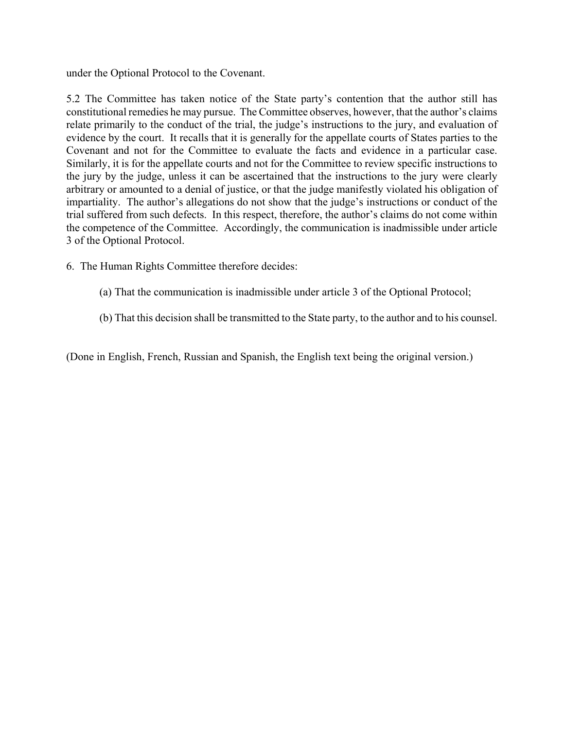under the Optional Protocol to the Covenant.

5.2 The Committee has taken notice of the State party's contention that the author still has constitutional remedies he may pursue. The Committee observes, however, that the author's claims relate primarily to the conduct of the trial, the judge's instructions to the jury, and evaluation of evidence by the court. It recalls that it is generally for the appellate courts of States parties to the Covenant and not for the Committee to evaluate the facts and evidence in a particular case. Similarly, it is for the appellate courts and not for the Committee to review specific instructions to the jury by the judge, unless it can be ascertained that the instructions to the jury were clearly arbitrary or amounted to a denial of justice, or that the judge manifestly violated his obligation of impartiality. The author's allegations do not show that the judge's instructions or conduct of the trial suffered from such defects. In this respect, therefore, the author's claims do not come within the competence of the Committee. Accordingly, the communication is inadmissible under article 3 of the Optional Protocol.

6. The Human Rights Committee therefore decides:

(a) That the communication is inadmissible under article 3 of the Optional Protocol;

(b) That this decision shall be transmitted to the State party, to the author and to his counsel.

(Done in English, French, Russian and Spanish, the English text being the original version.)